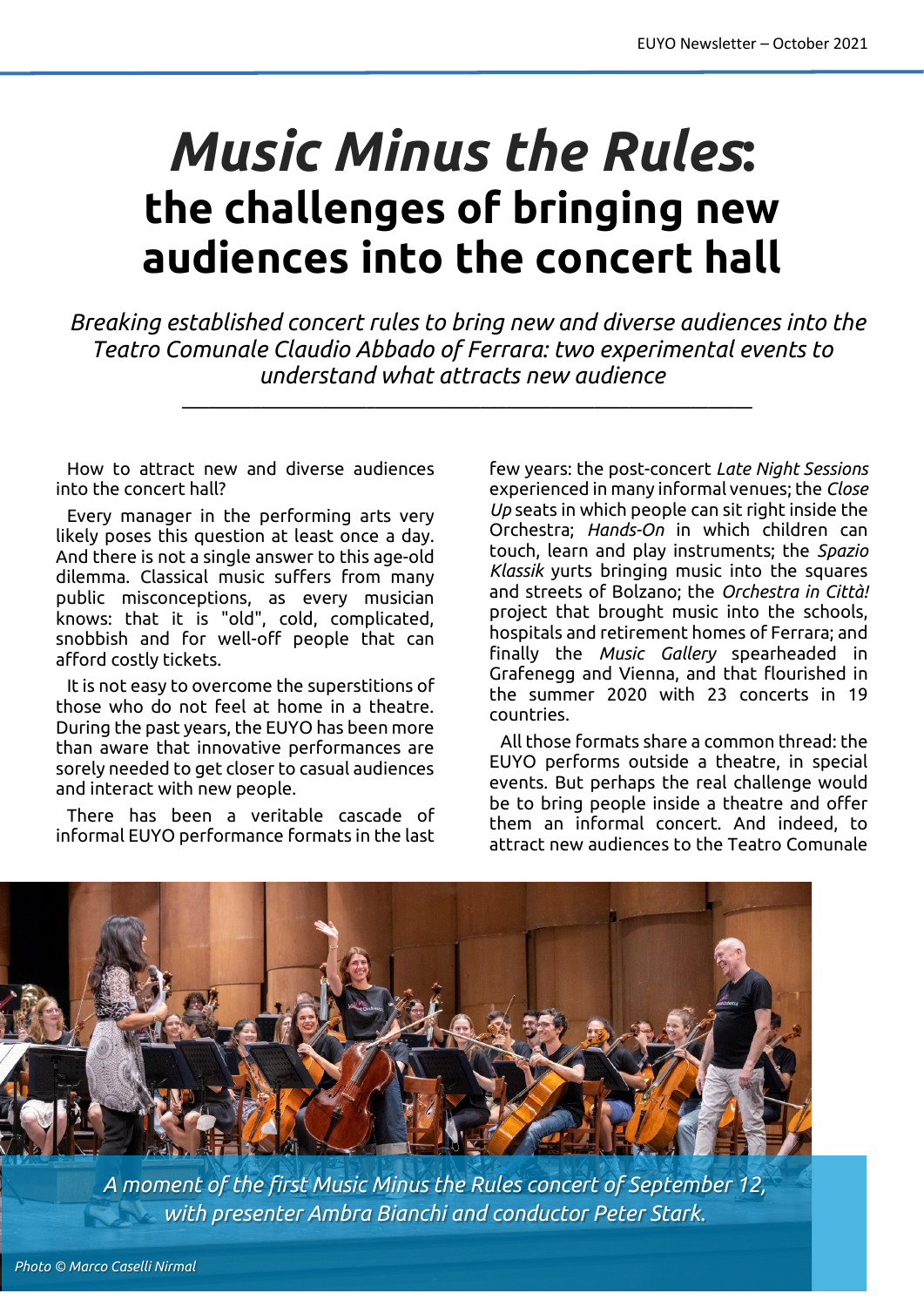# *Music Minus the Rules*: the challenges of bringing new audiences into the concert hall

*Breaking established concert rules to bring new and diverse audiences into the Teatro Comunale Claudio Abbado of Ferrara: two experimental events to understand what attracts new audience*

---

How to attract new and diverse audiences into the concert hall?

Every manager in the performing arts very likely poses this question at least once a day. And there is not a single answer to this age-old dilemma. Classical music suffers from many public misconceptions, as every musician knows: that it is "old", cold, complicated, snobbish and for well-off people that can afford costly tickets.

It is not easy to overcome the superstitions of those who do not feel at home in a theatre. During the past years, the EUYO has been more than aware that innovative performances are sorely needed to get closer to casual audiences and interact with new people.

There has been a veritable cascade of informal EUYO performance formats in the last few years: the post-concert *Late Night Sessions* experienced in many informal venues; the *Close Up* seats in which people can sit right inside the Orchestra; *Hands-On* in which children can touch, learn and play instruments; the *Spazio Klassik* yurts bringing music into the squares and streets of Bolzano; the *Orchestra in Città!* project that brought music into the schools, hospitals and retirement homes of Ferrara; and finally the *Music Gallery* spearheaded in Grafenegg and Vienna, and that flourished in the summer 2020 with 23 concerts in 19 countries.

All those formats share a common thread: the EUYO performs outside a theatre, in special events. But perhaps the real challenge would be to bring people inside a theatre and offer them an informal concert. And indeed, to attract new audiences to the Teatro Comunale

*A moment of the first Music Minus the Rules concert of September 12, with presenter Ambra Bianchi and conductor Peter Stark.*

*Photo © Marco Caselli Nirmal*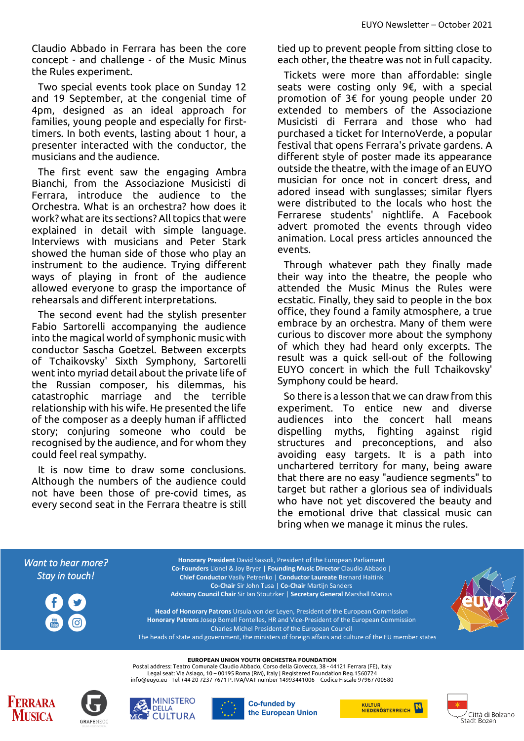Claudio Abbado in Ferrara has been the core concept - and challenge - of the Music Minus the Rules experiment.

Two special events took place on Sunday 12 and 19 September, at the congenial time of 4pm, designed as an ideal approach for families, young people and especially for first-timers. In both events, lasting about 1 hour, a presenter interacted with the conductor, the musicians and the audience.

The first event saw the engaging Ambra Bianchi, from the Associazione Musicisti di Ferrara, introduce the audience to the Orchestra. What is an orchestra? how does it work? what are its sections? All topics that were explained in detail with simple language. Interviews with musicians and Peter Stark showed the human side of those who play an instrument to the audience. Trying different ways of playing in front of the audience allowed everyone to grasp the importance of rehearsals and different interpretations.

The second event had the stylish presenter Fabio Sartorelli accompanying the audience into the magical world of symphonic music with conductor Sascha Goetzel. Between excerpts of Tchaikovsky' Sixth Symphony, Sartorelli went into myriad detail about the private life of the Russian composer, his dilemmas, his catastrophic marriage and the terrible relationship with his wife. He presented the life of the composer as a deeply human if afflicted story; conjuring someone who could be recognised by the audience, and for whom they could feel real sympathy.

It is now time to draw some conclusions. Although the numbers of the audience could not have been those of pre-covid times, as every second seat in the Ferrara theatre is still tied up to prevent people from sitting close to each other, the theatre was not in full capacity.

Tickets were more than affordable: single seats were costing only 9€, with a special promotion of 3€ for young people under 20 extended to members of the Associazione Musicisti di Ferrara and those who had purchased a ticket for InternoVerde, a popular festival that opens Ferrara's private gardens. A different style of poster made its appearance outside the theatre, with the image of an EUYO musician for once not in concert dress, and adored insead with sunglasses; similar flyers were distributed to the locals who host the Ferrarese students' nightlife. A Facebook advert promoted the events through video animation. Local press articles announced the events.

Through whatever path they finally made their way into the theatre, the people who attended the Music Minus the Rules were ecstatic. Finally, they said to people in the box office, they found a family atmosphere, a true embrace by an orchestra. Many of them were curious to discover more about the symphony of which they had heard only excerpts. The result was a quick sell-out of the following EUYO concert in which the full Tchaikovsky' Symphony could be heard.

So there is a lesson that we can draw from this experiment. To entice new and diverse audiences into the concert hall means dispelling myths, fighting against rigid structures and preconceptions, and also avoiding easy targets. It is a path into unchartered territory for many, being aware that there are no easy "audience segments" to target but rather a glorious sea of individuals who have not yet discovered the beauty and the emotional drive that classical music can bring when we manage it minus the rules.

*Want to hear more?*
*Stay in touch!*

**Honorary President** David Sassoli, President of the European Parliament
**Co-Founders** Lionel & Joy Bryer | **Founding Music Director** Claudio Abbado |
**Chief Conductor** Vasily Petrenko | **Conductor Laureate** Bernard Haitink
**Co-Chair** Sir John Tusa | **Co-Chair** Martijn Sanders
**Advisory Council Chair** Sir Ian Stoutzker | **Secretary General** Marshall Marcus

**Head of Honorary Patrons** Ursula von der Leyen, President of the European Commission
**Honorary Patrons** Josep Borrell Fontelles, HR and Vice-President of the European Commission
Charles Michel President of the European Council
The heads of state and government, the ministers of foreign affairs and culture of the EU member states

**EUROPEAN UNION YOUTH ORCHESTRA FOUNDATION**
Postal address: Teatro Comunale Claudio Abbado, Corso della Giovecca, 38 - 44121 Ferrara (FE), Italy
Legal seat: Via Asiago, 10 – 00195 Roma (RM), Italy | Registered Foundation Reg.1560724
info@euyo.eu - Tel +44 20 7237 7671 P. IVA/VAT number 14993441006 – Codice Fiscale 97967700580